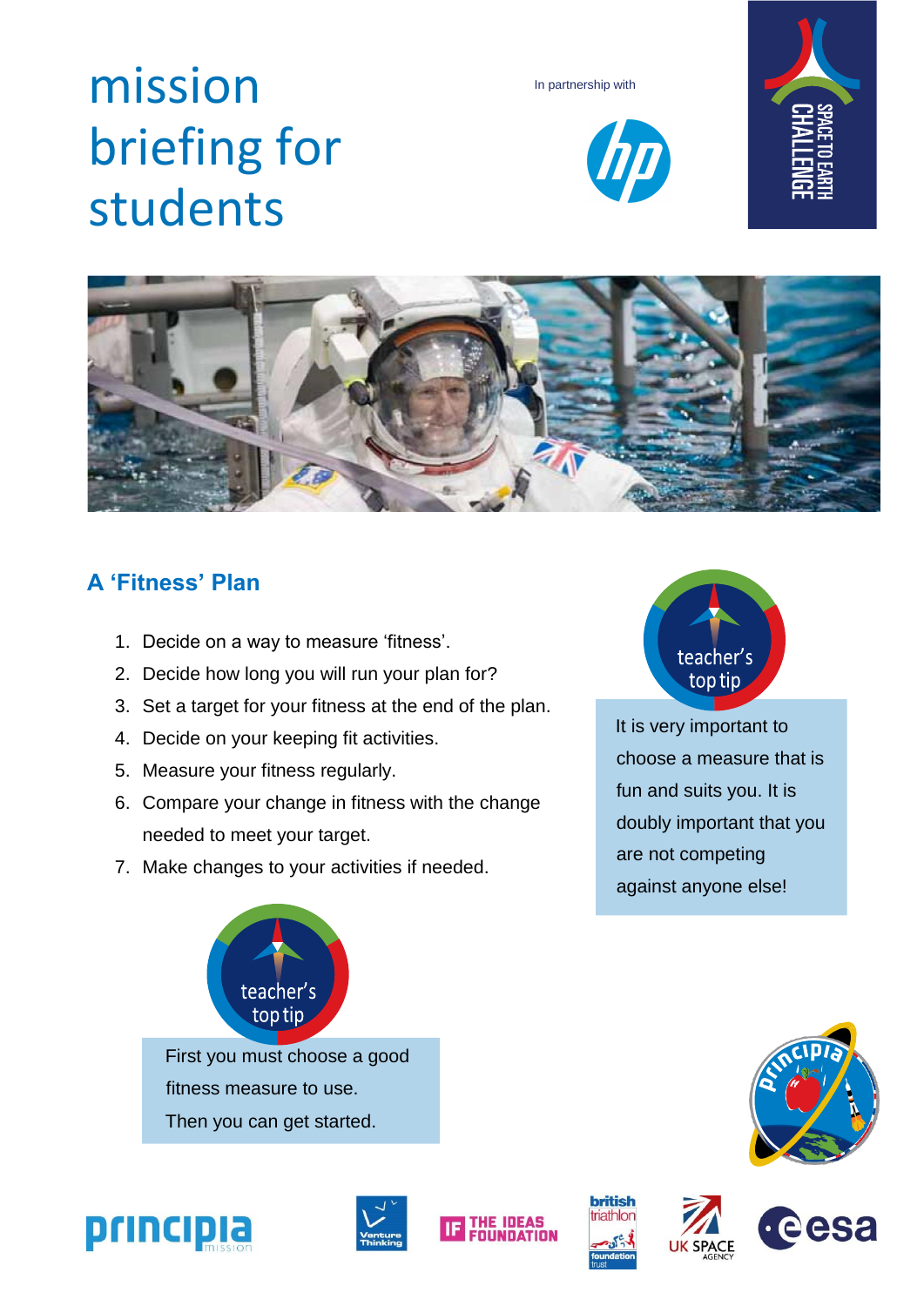# mission briefing for students

In partnership with

## A 'Fitness' Plan

1. Decide on a way to measure 'fitness'.
2. Decide how long you will run your plan for?
3. Set a target for your fitness at the end of the plan.
4. Decide on your keeping fit activities.
5. Measure your fitness regularly.
6. Compare your change in fitness with the change needed to meet your target.
7. Make changes to your activities if needed.

**teacher's top tip**

It is very important to choose a measure that is fun and suits you. It is doubly important that you are not competing against anyone else!

**teacher's top tip**

First you must choose a good fitness measure to use.
Then you can get started.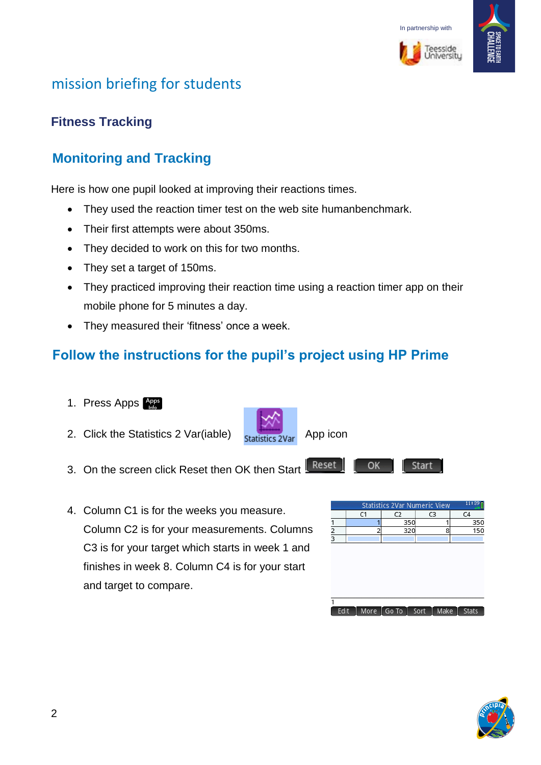# mission briefing for students

## Fitness Tracking

## Monitoring and Tracking

Here is how one pupil looked at improving their reactions times.

- They used the reaction timer test on the web site humanbenchmark.
- Their first attempts were about 350ms.
- They decided to work on this for two months.
- They set a target of 150ms.
- They practiced improving their reaction time using a reaction timer app on their mobile phone for 5 minutes a day.
- They measured their 'fitness' once a week.

## Follow the instructions for the pupil's project using HP Prime

1. Press Apps
2. Click the Statistics 2 Var(iable) App icon
3. On the screen click Reset then OK then Start
4. Column C1 is for the weeks you measure. Column C2 is for your measurements. Columns C3 is for your target which starts in week 1 and finishes in week 8. Column C4 is for your start and target to compare.

Statistics 2Var Numeric View

| | C1 | C2 | C3 | C4 |
|---|---|---|---|---|
| 1 | 1 | 350 | 1 | 350 |
| 2 | 2 | 320 | 8 | 150 |
| 3 | | | | |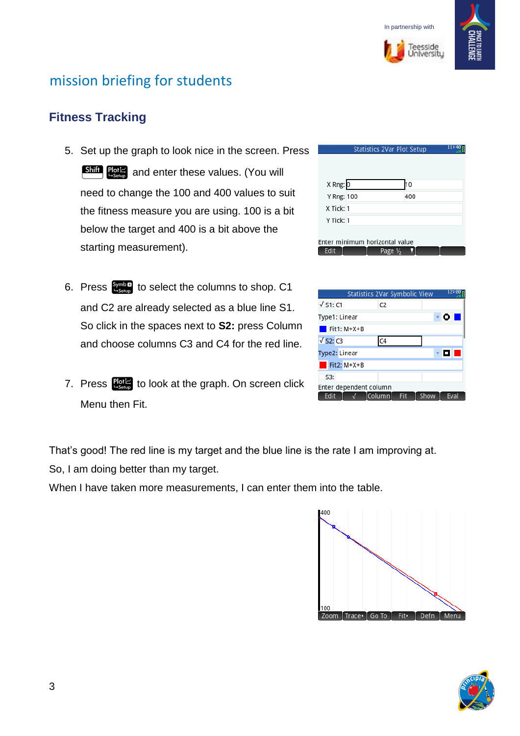## mission briefing for students

### Fitness Tracking

5. Set up the graph to look nice in the screen. Press Shift Plot and enter these values. (You will need to change the 100 and 400 values to suit the fitness measure you are using. 100 is a bit below the target and 400 is a bit above the starting measurement).

6. Press Symb to select the columns to shop. C1 and C2 are already selected as a blue line S1. So click in the spaces next to **S2:** press Column and choose columns C3 and C4 for the red line.

7. Press Plot to look at the graph. On screen click Menu then Fit.

That's good! The red line is my target and the blue line is the rate I am improving at.
So, I am doing better than my target.
When I have taken more measurements, I can enter them into the table.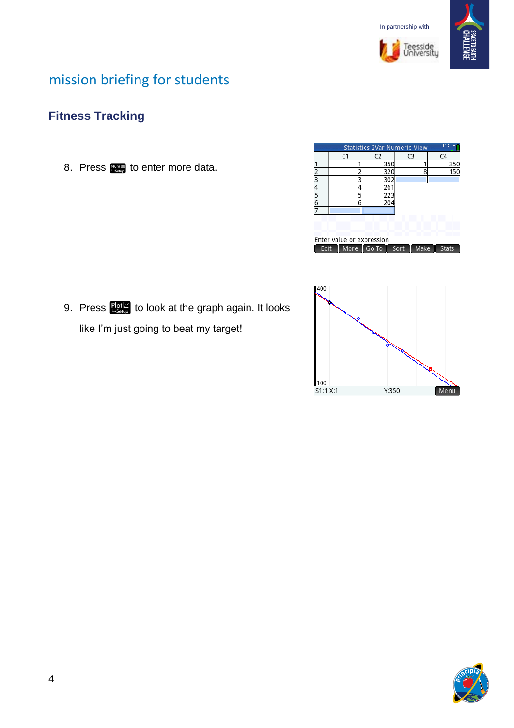## Fitness Tracking

8. Press Num to enter more data.

9. Press Plot to look at the graph again. It looks like I'm just going to beat my target!